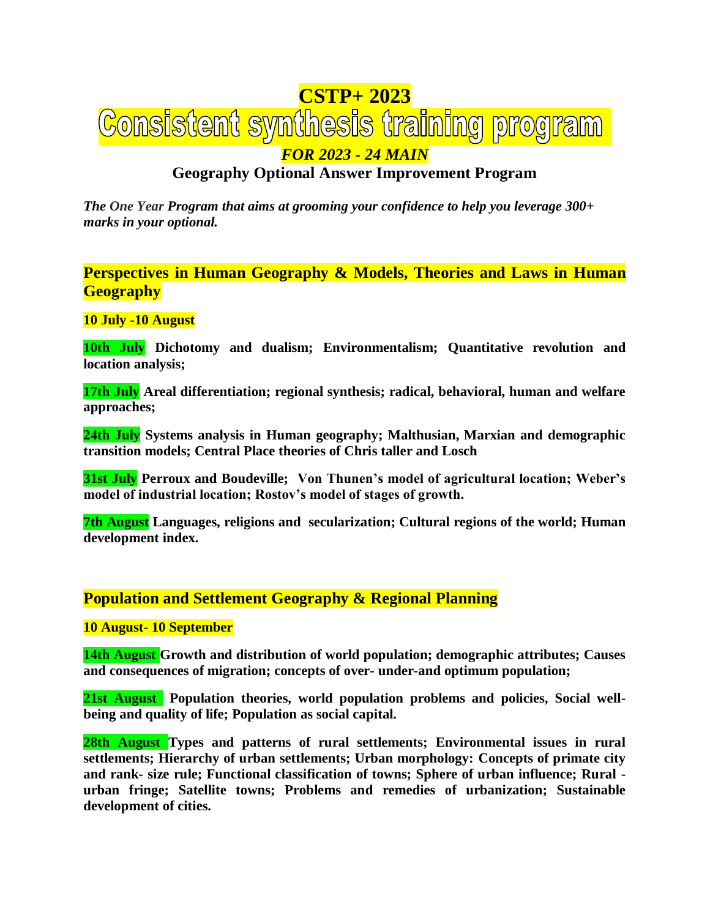# CSTP+ 2023

# Consistent synthesis training program

***FOR 2023 - 24 MAIN***

## Geography Optional Answer Improvement Program

***The One Year Program that aims at grooming your confidence to help you leverage 300+ marks in your optional.***

## Perspectives in Human Geography & Models, Theories and Laws in Human Geography

**10 July -10 August**

**10th July** **Dichotomy and dualism; Environmentalism; Quantitative revolution and location analysis;**

**17th July** **Areal differentiation; regional synthesis; radical, behavioral, human and welfare approaches;**

**24th July** **Systems analysis in Human geography; Malthusian, Marxian and demographic transition models; Central Place theories of Chris taller and Losch**

**31st July** **Perroux and Boudeville; Von Thunen's model of agricultural location; Weber's model of industrial location; Rostov's model of stages of growth.**

**7th August** **Languages, religions and secularization; Cultural regions of the world; Human development index.**

## Population and Settlement Geography & Regional Planning

**10 August- 10 September**

**14th August** **Growth and distribution of world population; demographic attributes; Causes and consequences of migration; concepts of over- under-and optimum population;**

**21st August** **Population theories, world population problems and policies, Social well-being and quality of life; Population as social capital.**

**28th August** **Types and patterns of rural settlements; Environmental issues in rural settlements; Hierarchy of urban settlements; Urban morphology: Concepts of primate city and rank- size rule; Functional classification of towns; Sphere of urban influence; Rural - urban fringe; Satellite towns; Problems and remedies of urbanization; Sustainable development of cities.**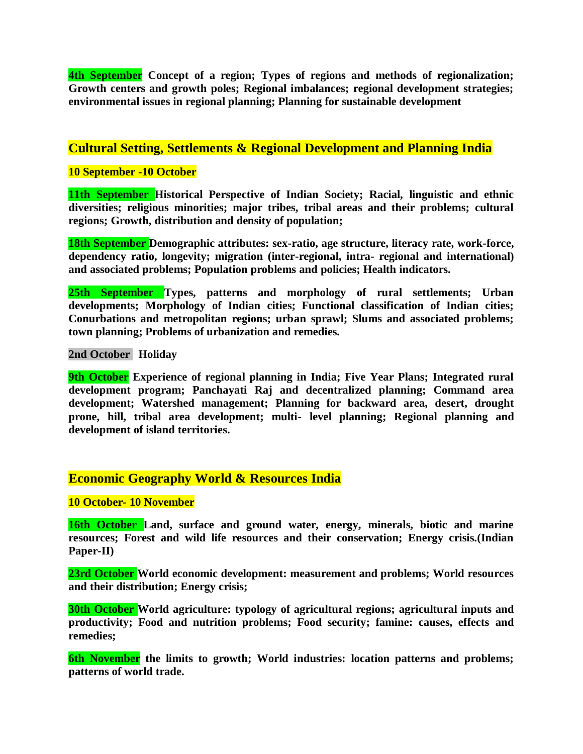**4th September** **Concept of a region; Types of regions and methods of regionalization; Growth centers and growth poles; Regional imbalances; regional development strategies; environmental issues in regional planning; Planning for sustainable development**

## Cultural Setting, Settlements & Regional Development and Planning India

**10 September -10 October**

**11th September** **Historical Perspective of Indian Society; Racial, linguistic and ethnic diversities; religious minorities; major tribes, tribal areas and their problems; cultural regions; Growth, distribution and density of population;**

**18th September** **Demographic attributes: sex-ratio, age structure, literacy rate, work-force, dependency ratio, longevity; migration (inter-regional, intra- regional and international) and associated problems; Population problems and policies; Health indicators.**

**25th September** **Types, patterns and morphology of rural settlements; Urban developments; Morphology of Indian cities; Functional classification of Indian cities; Conurbations and metropolitan regions; urban sprawl; Slums and associated problems; town planning; Problems of urbanization and remedies.**

**2nd October** **Holiday**

**9th October** **Experience of regional planning in India; Five Year Plans; Integrated rural development program; Panchayati Raj and decentralized planning; Command area development; Watershed management; Planning for backward area, desert, drought prone, hill, tribal area development; multi- level planning; Regional planning and development of island territories.**

## Economic Geography World & Resources India

**10 October- 10 November**

**16th October** **Land, surface and ground water, energy, minerals, biotic and marine resources; Forest and wild life resources and their conservation; Energy crisis.(Indian Paper-II)**

**23rd October** **World economic development: measurement and problems; World resources and their distribution; Energy crisis;**

**30th October** **World agriculture: typology of agricultural regions; agricultural inputs and productivity; Food and nutrition problems; Food security; famine: causes, effects and remedies;**

**6th November** **the limits to growth; World industries: location patterns and problems; patterns of world trade.**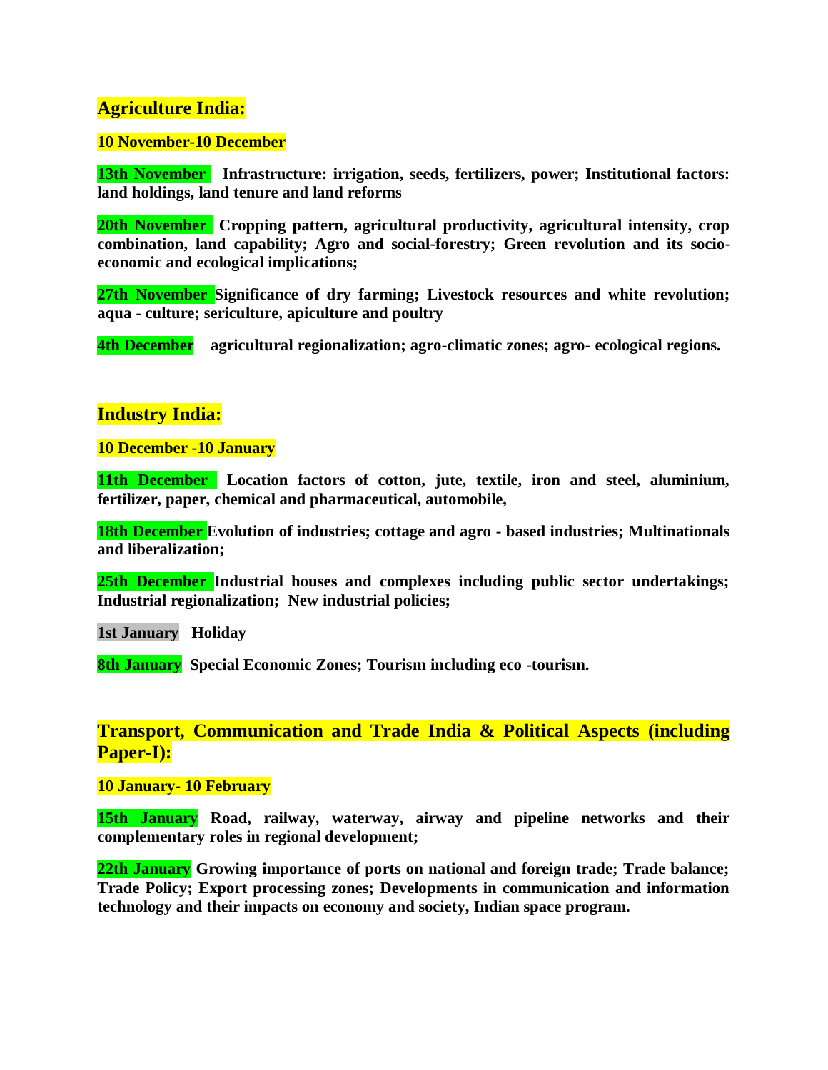## Agriculture India:

**10 November-10 December**

**13th November** **Infrastructure: irrigation, seeds, fertilizers, power; Institutional factors: land holdings, land tenure and land reforms**

**20th November** **Cropping pattern, agricultural productivity, agricultural intensity, crop combination, land capability; Agro and social-forestry; Green revolution and its socio-economic and ecological implications;**

**27th November** **Significance of dry farming; Livestock resources and white revolution; aqua - culture; sericulture, apiculture and poultry**

**4th December** **agricultural regionalization; agro-climatic zones; agro- ecological regions.**

## Industry India:

**10 December -10 January**

**11th December** **Location factors of cotton, jute, textile, iron and steel, aluminium, fertilizer, paper, chemical and pharmaceutical, automobile,**

**18th December** **Evolution of industries; cottage and agro - based industries; Multinationals and liberalization;**

**25th December** **Industrial houses and complexes including public sector undertakings; Industrial regionalization; New industrial policies;**

**1st January** **Holiday**

**8th January** **Special Economic Zones; Tourism including eco -tourism.**

## Transport, Communication and Trade India & Political Aspects (including Paper-I):

**10 January- 10 February**

**15th January** **Road, railway, waterway, airway and pipeline networks and their complementary roles in regional development;**

**22th January** **Growing importance of ports on national and foreign trade; Trade balance; Trade Policy; Export processing zones; Developments in communication and information technology and their impacts on economy and society, Indian space program.**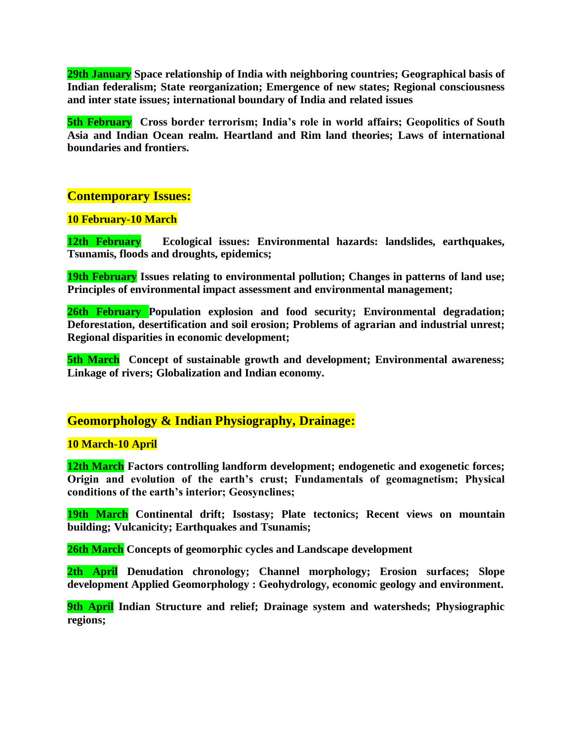**29th January** Space relationship of India with neighboring countries; Geographical basis of Indian federalism; State reorganization; Emergence of new states; Regional consciousness and inter state issues; international boundary of India and related issues

**5th February** Cross border terrorism; India's role in world affairs; Geopolitics of South Asia and Indian Ocean realm. Heartland and Rim land theories; Laws of international boundaries and frontiers.

## Contemporary Issues:

**10 February-10 March**

**12th February** Ecological issues: Environmental hazards: landslides, earthquakes, Tsunamis, floods and droughts, epidemics;

**19th February** Issues relating to environmental pollution; Changes in patterns of land use; Principles of environmental impact assessment and environmental management;

**26th February** Population explosion and food security; Environmental degradation; Deforestation, desertification and soil erosion; Problems of agrarian and industrial unrest; Regional disparities in economic development;

**5th March** Concept of sustainable growth and development; Environmental awareness; Linkage of rivers; Globalization and Indian economy.

## Geomorphology & Indian Physiography, Drainage:

**10 March-10 April**

**12th March** Factors controlling landform development; endogenetic and exogenetic forces; Origin and evolution of the earth's crust; Fundamentals of geomagnetism; Physical conditions of the earth's interior; Geosynclines;

**19th March** Continental drift; Isostasy; Plate tectonics; Recent views on mountain building; Vulcanicity; Earthquakes and Tsunamis;

**26th March** Concepts of geomorphic cycles and Landscape development

**2th April** Denudation chronology; Channel morphology; Erosion surfaces; Slope development Applied Geomorphology : Geohydrology, economic geology and environment.

**9th April** Indian Structure and relief; Drainage system and watersheds; Physiographic regions;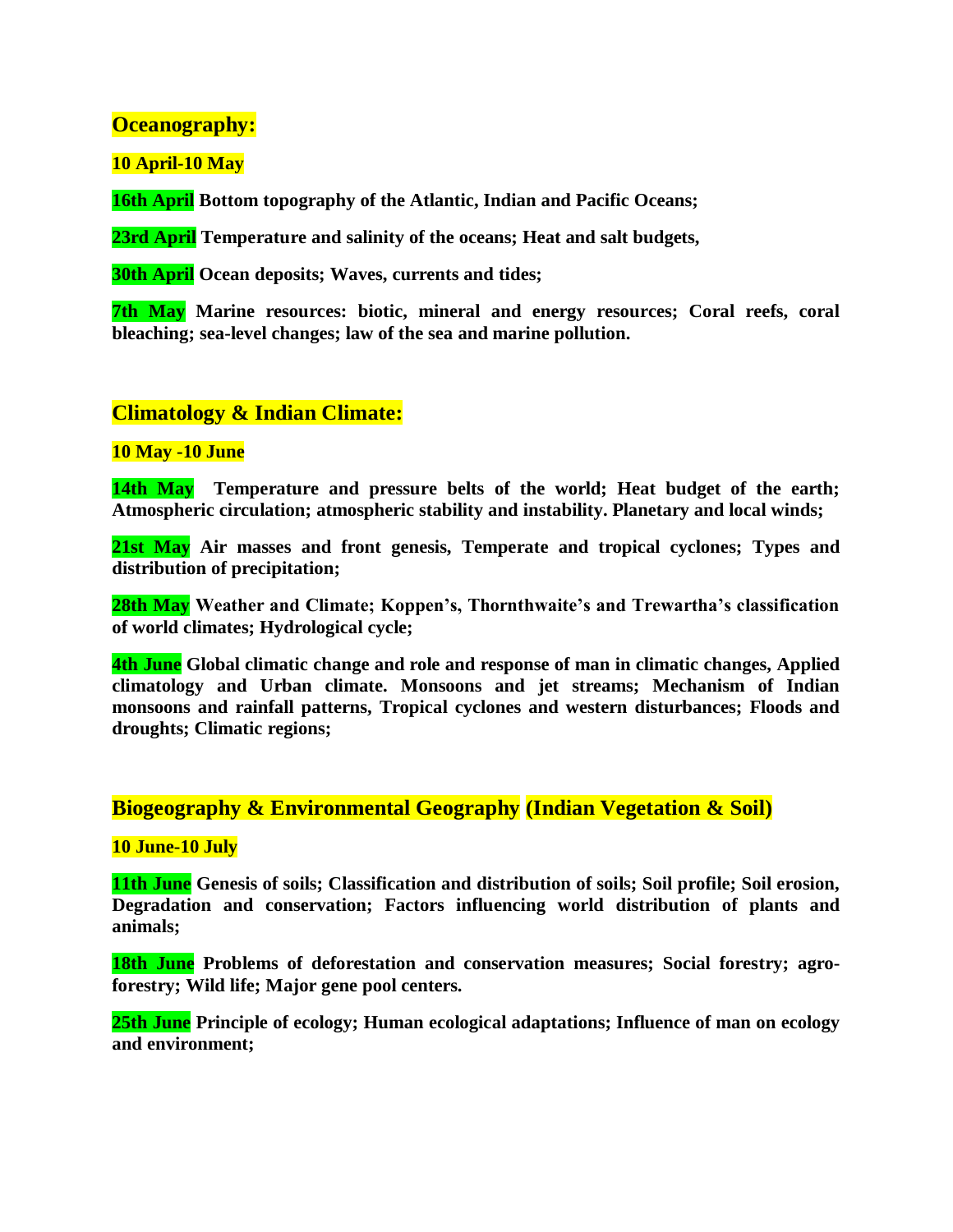## Oceanography:

**10 April-10 May**

**16th April Bottom topography of the Atlantic, Indian and Pacific Oceans;**

**23rd April Temperature and salinity of the oceans; Heat and salt budgets,**

**30th April Ocean deposits; Waves, currents and tides;**

**7th May Marine resources: biotic, mineral and energy resources; Coral reefs, coral bleaching; sea-level changes; law of the sea and marine pollution.**

## Climatology & Indian Climate:

**10 May -10 June**

**14th May Temperature and pressure belts of the world; Heat budget of the earth; Atmospheric circulation; atmospheric stability and instability. Planetary and local winds;**

**21st May Air masses and front genesis, Temperate and tropical cyclones; Types and distribution of precipitation;**

**28th May Weather and Climate; Koppen's, Thornthwaite's and Trewartha's classification of world climates; Hydrological cycle;**

**4th June Global climatic change and role and response of man in climatic changes, Applied climatology and Urban climate. Monsoons and jet streams; Mechanism of Indian monsoons and rainfall patterns, Tropical cyclones and western disturbances; Floods and droughts; Climatic regions;**

## Biogeography & Environmental Geography (Indian Vegetation & Soil)

**10 June-10 July**

**11th June Genesis of soils; Classification and distribution of soils; Soil profile; Soil erosion, Degradation and conservation; Factors influencing world distribution of plants and animals;**

**18th June Problems of deforestation and conservation measures; Social forestry; agro-forestry; Wild life; Major gene pool centers.**

**25th June Principle of ecology; Human ecological adaptations; Influence of man on ecology and environment;**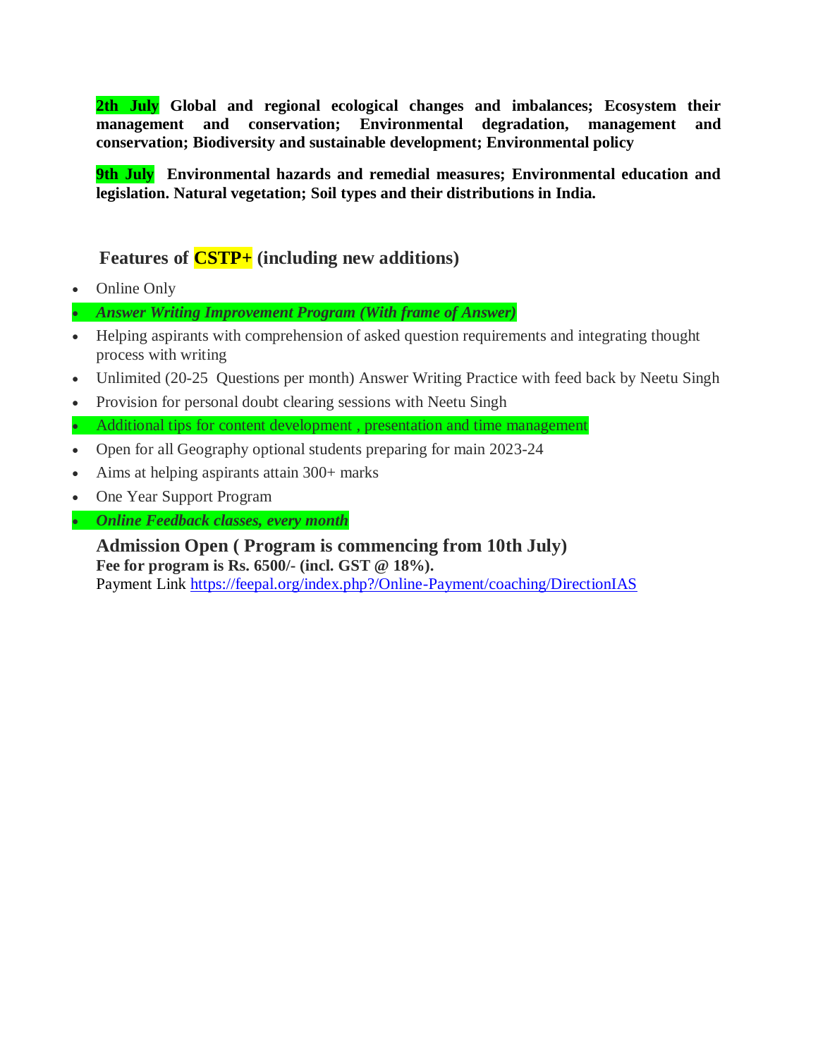**2th July** **Global and regional ecological changes and imbalances; Ecosystem their management and conservation; Environmental degradation, management and conservation; Biodiversity and sustainable development; Environmental policy**

**9th July** **Environmental hazards and remedial measures; Environmental education and legislation. Natural vegetation; Soil types and their distributions in India.**

## Features of CSTP+ (including new additions)

- Online Only
- ***Answer Writing Improvement Program (With frame of Answer)***
- Helping aspirants with comprehension of asked question requirements and integrating thought process with writing
- Unlimited (20-25 Questions per month) Answer Writing Practice with feed back by Neetu Singh
- Provision for personal doubt clearing sessions with Neetu Singh
- Additional tips for content development , presentation and time management
- Open for all Geography optional students preparing for main 2023-24
- Aims at helping aspirants attain 300+ marks
- One Year Support Program
- ***Online Feedback classes, every month***

### Admission Open ( Program is commencing from 10th July)

**Fee for program is Rs. 6500/- (incl. GST @ 18%).**

Payment Link https://feepal.org/index.php?/Online-Payment/coaching/DirectionIAS